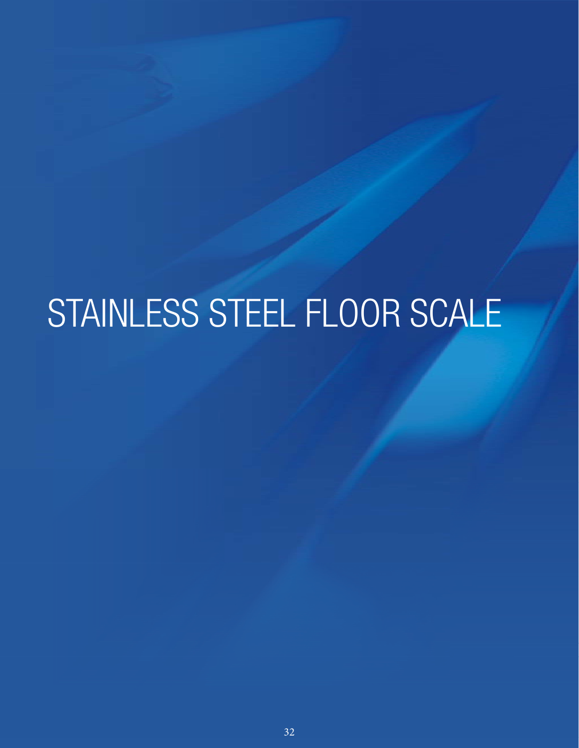# STAINLESS STEEL FLOOR SCALE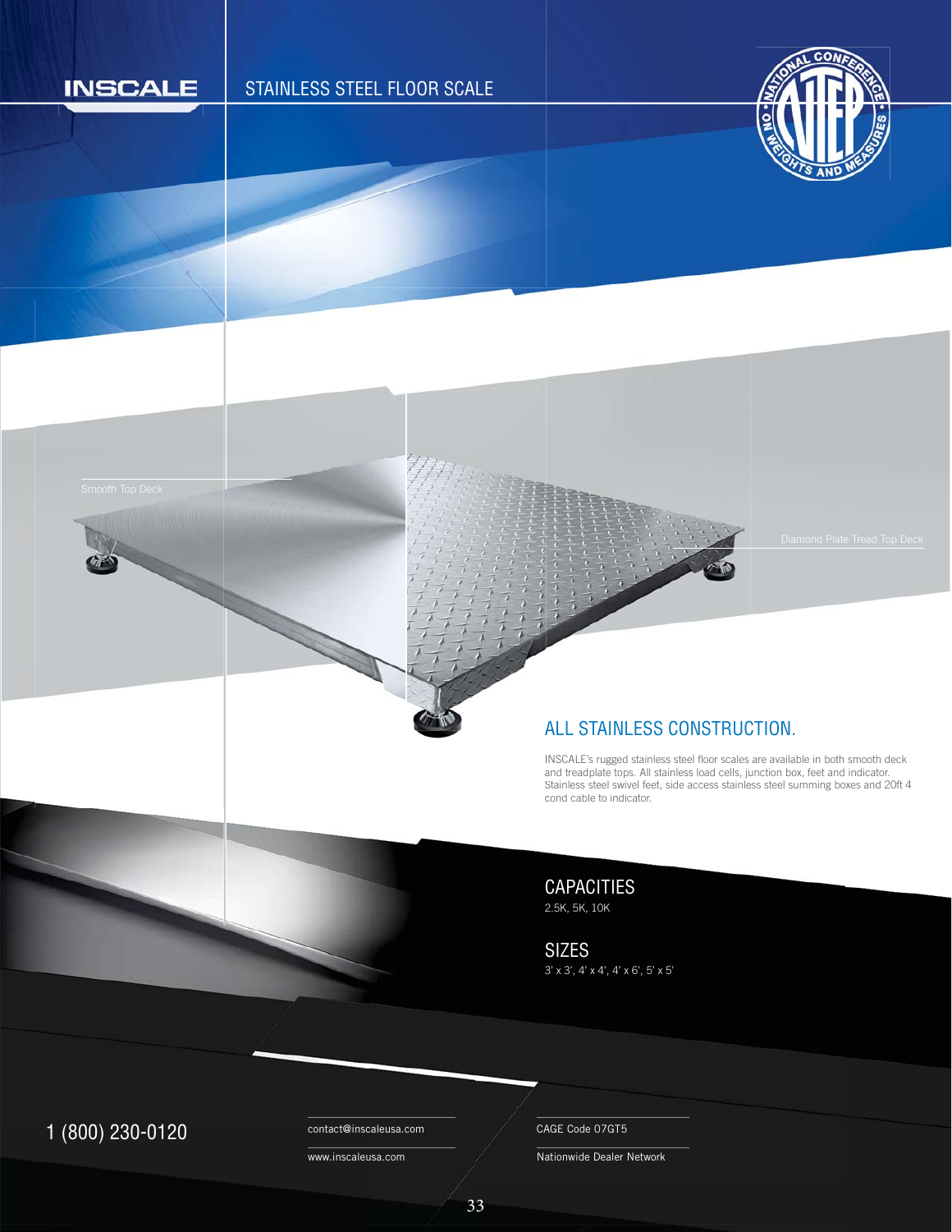INSCALE

# STAINLESS STEEL FLOOR SCALE

Smooth Top Deck

Diamond Plate Tread Top Deck

## ALL STAINLESS CONSTRUCTION.

INSCALE's rugged stainless steel floor scales are available in both smooth deck and treadplate tops. All stainless load cells, junction box, feet and indicator. Stainless steel swivel feet, side access stainless steel summing boxes and 20ft 4 cond cable to indicator.

## CAPACITIES

2.5K, 5K, 10K

## SIZES

3' x 3', 4' x 4', 4' x 6', 5' x 5'

1 (800) 230-0120

contact@inscaleusa.com

www.inscaleusa.com

CAGE Code 07GT5

Nationwide Dealer Network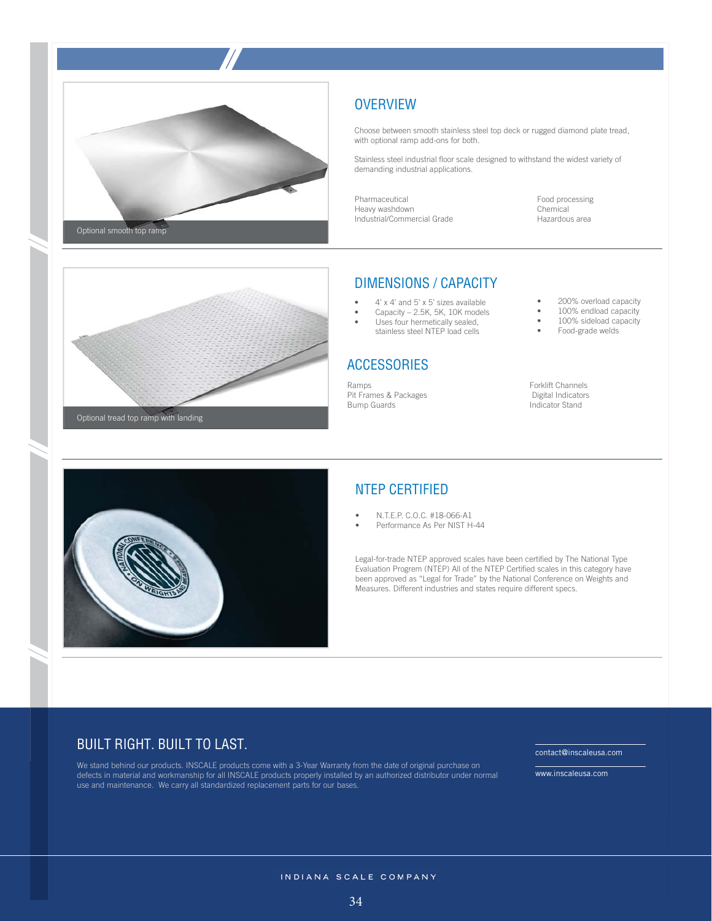Optional smooth top ramp

## OVERVIEW

Choose between smooth stainless steel top deck or rugged diamond plate tread, with optional ramp add-ons for both.

Stainless steel industrial floor scale designed to withstand the widest variety of demanding industrial applications.

Pharmaceutical
Heavy washdown
Industrial/Commercial Grade

Food processing
Chemical
Hazardous area

Optional tread top ramp with landing

## DIMENSIONS / CAPACITY

- 4' x 4' and 5' x 5' sizes available
- Capacity – 2.5K, 5K, 10K models
- Uses four hermetically sealed, stainless steel NTEP load cells
- 200% overload capacity
- 100% endload capacity
- 100% sideload capacity
- Food-grade welds

## ACCESSORIES

Ramps
Pit Frames & Packages
Bump Guards

Forklift Channels
Digital Indicators
Indicator Stand

## NTEP CERTIFIED

- N.T.E.P. C.O.C. #18-066-A1
- Performance As Per NIST H-44

Legal-for-trade NTEP approved scales have been certified by The National Type Evaluation Program (NTEP) All of the NTEP Certified scales in this category have been approved as "Legal for Trade" by the National Conference on Weights and Measures. Different industries and states require different specs.

## BUILT RIGHT. BUILT TO LAST.

We stand behind our products. INSCALE products come with a 3-Year Warranty from the date of original purchase on defects in material and workmanship for all INSCALE products properly installed by an authorized distributor under normal use and maintenance. We carry all standardized replacement parts for our bases.

contact@inscaleusa.com

www.inscaleusa.com

INDIANA SCALE COMPANY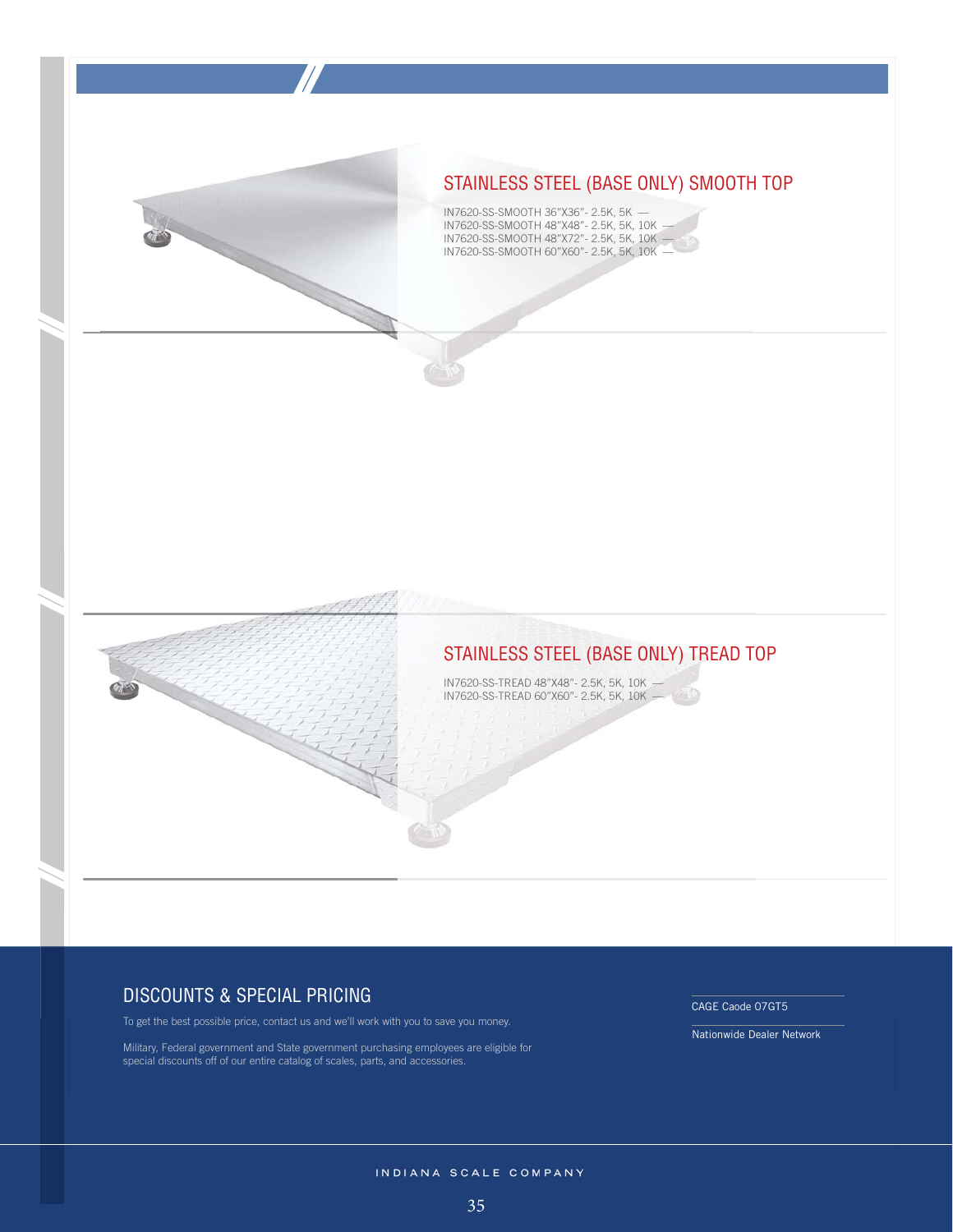## STAINLESS STEEL (BASE ONLY) SMOOTH TOP

IN7620-SS-SMOOTH 36"X36"- 2.5K, 5K —
IN7620-SS-SMOOTH 48"X48"- 2.5K, 5K, 10K —
IN7620-SS-SMOOTH 48"X72"- 2.5K, 5K, 10K —
IN7620-SS-SMOOTH 60"X60"- 2.5K, 5K, 10K —

## STAINLESS STEEL (BASE ONLY) TREAD TOP

IN7620-SS-TREAD 48"X48"- 2.5K, 5K, 10K —
IN7620-SS-TREAD 60"X60"- 2.5K, 5K, 10K —

## DISCOUNTS & SPECIAL PRICING

To get the best possible price, contact us and we'll work with you to save you money.

Military, Federal government and State government purchasing employees are eligible for special discounts off of our entire catalog of scales, parts, and accessories.

CAGE Caode 07GT5

Nationwide Dealer Network

INDIANA SCALE COMPANY